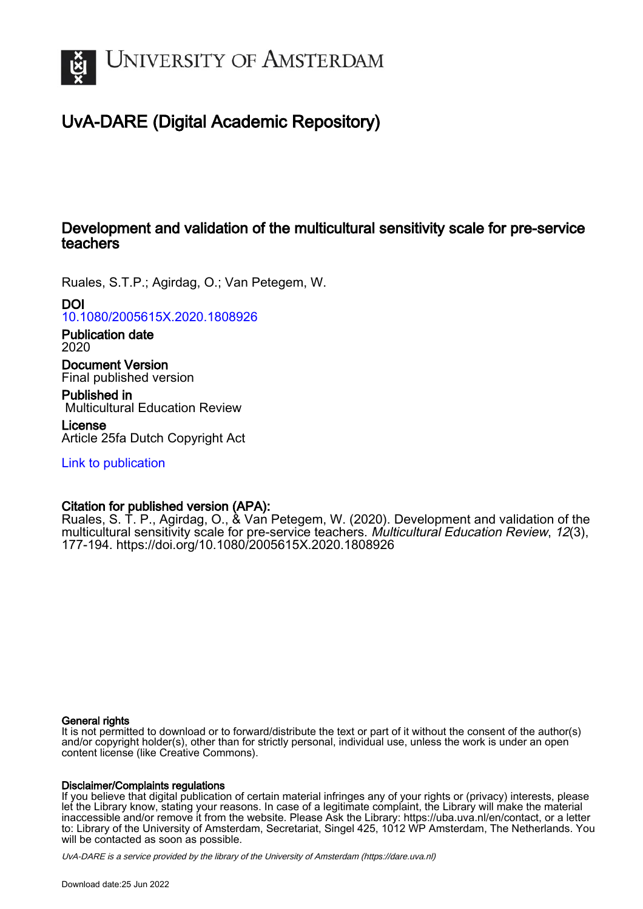UNIVERSITY OF AMSTERDAM

# UvA-DARE (Digital Academic Repository)

## Development and validation of the multicultural sensitivity scale for pre-service teachers

Ruales, S.T.P.; Agirdag, O.; Van Petegem, W.

**DOI**
10.1080/2005615X.2020.1808926

**Publication date**
2020

**Document Version**
Final published version

**Published in**
Multicultural Education Review

**License**
Article 25fa Dutch Copyright Act

Link to publication

**Citation for published version (APA):**
Ruales, S. T. P., Agirdag, O., & Van Petegem, W. (2020). Development and validation of the multicultural sensitivity scale for pre-service teachers. *Multicultural Education Review*, *12*(3), 177-194. https://doi.org/10.1080/2005615X.2020.1808926

**General rights**
It is not permitted to download or to forward/distribute the text or part of it without the consent of the author(s) and/or copyright holder(s), other than for strictly personal, individual use, unless the work is under an open content license (like Creative Commons).

**Disclaimer/Complaints regulations**
If you believe that digital publication of certain material infringes any of your rights or (privacy) interests, please let the Library know, stating your reasons. In case of a legitimate complaint, the Library will make the material inaccessible and/or remove it from the website. Please Ask the Library: https://uba.uva.nl/en/contact, or a letter to: Library of the University of Amsterdam, Secretariat, Singel 425, 1012 WP Amsterdam, The Netherlands. You will be contacted as soon as possible.

*UvA-DARE is a service provided by the library of the University of Amsterdam (https://dare.uva.nl)*

Download date:25 Jun 2022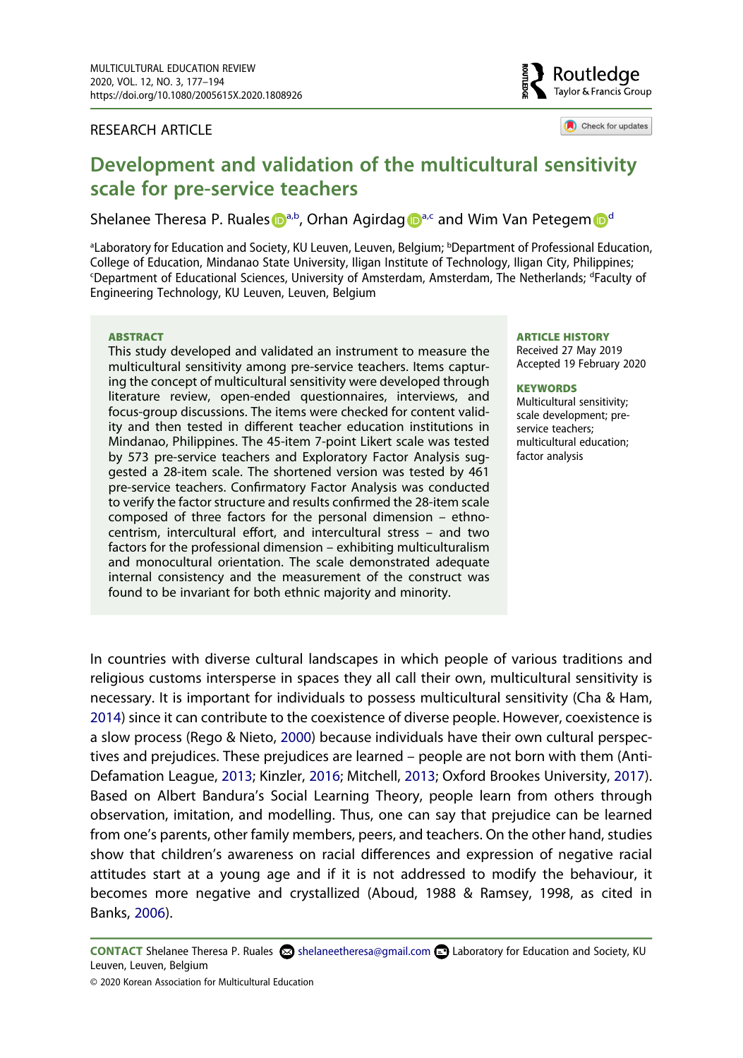RESEARCH ARTICLE

# Development and validation of the multicultural sensitivity scale for pre-service teachers

Shelanee Theresa P. Ruales[a,b], Orhan Agirdag[a,c] and Wim Van Petegem[d]

[a]Laboratory for Education and Society, KU Leuven, Leuven, Belgium; [b]Department of Professional Education, College of Education, Mindanao State University, Iligan Institute of Technology, Iligan City, Philippines; [c]Department of Educational Sciences, University of Amsterdam, Amsterdam, The Netherlands; [d]Faculty of Engineering Technology, KU Leuven, Leuven, Belgium

## ABSTRACT

This study developed and validated an instrument to measure the multicultural sensitivity among pre-service teachers. Items capturing the concept of multicultural sensitivity were developed through literature review, open-ended questionnaires, interviews, and focus-group discussions. The items were checked for content validity and then tested in different teacher education institutions in Mindanao, Philippines. The 45-item 7-point Likert scale was tested by 573 pre-service teachers and Exploratory Factor Analysis suggested a 28-item scale. The shortened version was tested by 461 pre-service teachers. Confirmatory Factor Analysis was conducted to verify the factor structure and results confirmed the 28-item scale composed of three factors for the personal dimension – ethnocentrism, intercultural effort, and intercultural stress – and two factors for the professional dimension – exhibiting multiculturalism and monocultural orientation. The scale demonstrated adequate internal consistency and the measurement of the construct was found to be invariant for both ethnic majority and minority.

**ARTICLE HISTORY**
Received 27 May 2019
Accepted 19 February 2020

**KEYWORDS**
Multicultural sensitivity; scale development; pre-service teachers; multicultural education; factor analysis

In countries with diverse cultural landscapes in which people of various traditions and religious customs intersperse in spaces they all call their own, multicultural sensitivity is necessary. It is important for individuals to possess multicultural sensitivity (Cha & Ham, 2014) since it can contribute to the coexistence of diverse people. However, coexistence is a slow process (Rego & Nieto, 2000) because individuals have their own cultural perspectives and prejudices. These prejudices are learned – people are not born with them (Anti-Defamation League, 2013; Kinzler, 2016; Mitchell, 2013; Oxford Brookes University, 2017). Based on Albert Bandura's Social Learning Theory, people learn from others through observation, imitation, and modelling. Thus, one can say that prejudice can be learned from one's parents, other family members, peers, and teachers. On the other hand, studies show that children's awareness on racial differences and expression of negative racial attitudes start at a young age and if it is not addressed to modify the behaviour, it becomes more negative and crystallized (Aboud, 1988 & Ramsey, 1998, as cited in Banks, 2006).

**CONTACT** Shelanee Theresa P. Ruales shelaneetheresa@gmail.com Laboratory for Education and Society, KU Leuven, Leuven, Belgium

© 2020 Korean Association for Multicultural Education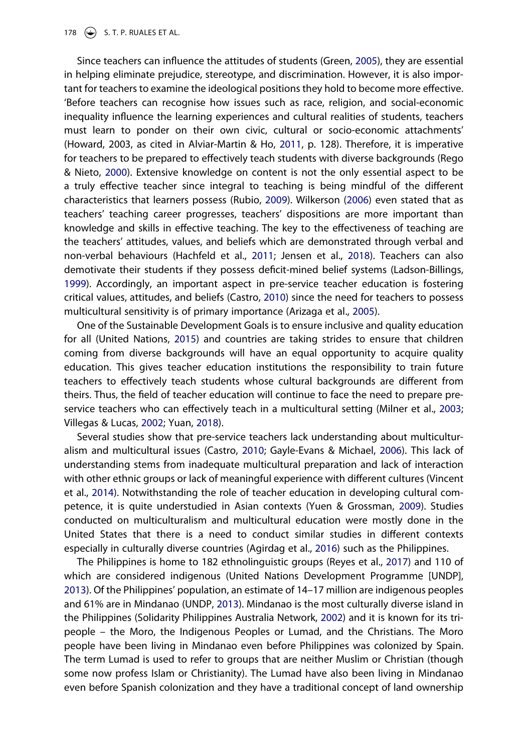Since teachers can influence the attitudes of students (Green, 2005), they are essential in helping eliminate prejudice, stereotype, and discrimination. However, it is also important for teachers to examine the ideological positions they hold to become more effective. 'Before teachers can recognise how issues such as race, religion, and social-economic inequality influence the learning experiences and cultural realities of students, teachers must learn to ponder on their own civic, cultural or socio-economic attachments' (Howard, 2003, as cited in Alviar-Martin & Ho, 2011, p. 128). Therefore, it is imperative for teachers to be prepared to effectively teach students with diverse backgrounds (Rego & Nieto, 2000). Extensive knowledge on content is not the only essential aspect to be a truly effective teacher since integral to teaching is being mindful of the different characteristics that learners possess (Rubio, 2009). Wilkerson (2006) even stated that as teachers' teaching career progresses, teachers' dispositions are more important than knowledge and skills in effective teaching. The key to the effectiveness of teaching are the teachers' attitudes, values, and beliefs which are demonstrated through verbal and non-verbal behaviours (Hachfeld et al., 2011; Jensen et al., 2018). Teachers can also demotivate their students if they possess deficit-mined belief systems (Ladson-Billings, 1999). Accordingly, an important aspect in pre-service teacher education is fostering critical values, attitudes, and beliefs (Castro, 2010) since the need for teachers to possess multicultural sensitivity is of primary importance (Arizaga et al., 2005).

One of the Sustainable Development Goals is to ensure inclusive and quality education for all (United Nations, 2015) and countries are taking strides to ensure that children coming from diverse backgrounds will have an equal opportunity to acquire quality education. This gives teacher education institutions the responsibility to train future teachers to effectively teach students whose cultural backgrounds are different from theirs. Thus, the field of teacher education will continue to face the need to prepare pre-service teachers who can effectively teach in a multicultural setting (Milner et al., 2003; Villegas & Lucas, 2002; Yuan, 2018).

Several studies show that pre-service teachers lack understanding about multiculturalism and multicultural issues (Castro, 2010; Gayle-Evans & Michael, 2006). This lack of understanding stems from inadequate multicultural preparation and lack of interaction with other ethnic groups or lack of meaningful experience with different cultures (Vincent et al., 2014). Notwithstanding the role of teacher education in developing cultural competence, it is quite understudied in Asian contexts (Yuen & Grossman, 2009). Studies conducted on multiculturalism and multicultural education were mostly done in the United States that there is a need to conduct similar studies in different contexts especially in culturally diverse countries (Agirdag et al., 2016) such as the Philippines.

The Philippines is home to 182 ethnolinguistic groups (Reyes et al., 2017) and 110 of which are considered indigenous (United Nations Development Programme [UNDP], 2013). Of the Philippines' population, an estimate of 14–17 million are indigenous peoples and 61% are in Mindanao (UNDP, 2013). Mindanao is the most culturally diverse island in the Philippines (Solidarity Philippines Australia Network, 2002) and it is known for its tri-people – the Moro, the Indigenous Peoples or Lumad, and the Christians. The Moro people have been living in Mindanao even before Philippines was colonized by Spain. The term Lumad is used to refer to groups that are neither Muslim or Christian (though some now profess Islam or Christianity). The Lumad have also been living in Mindanao even before Spanish colonization and they have a traditional concept of land ownership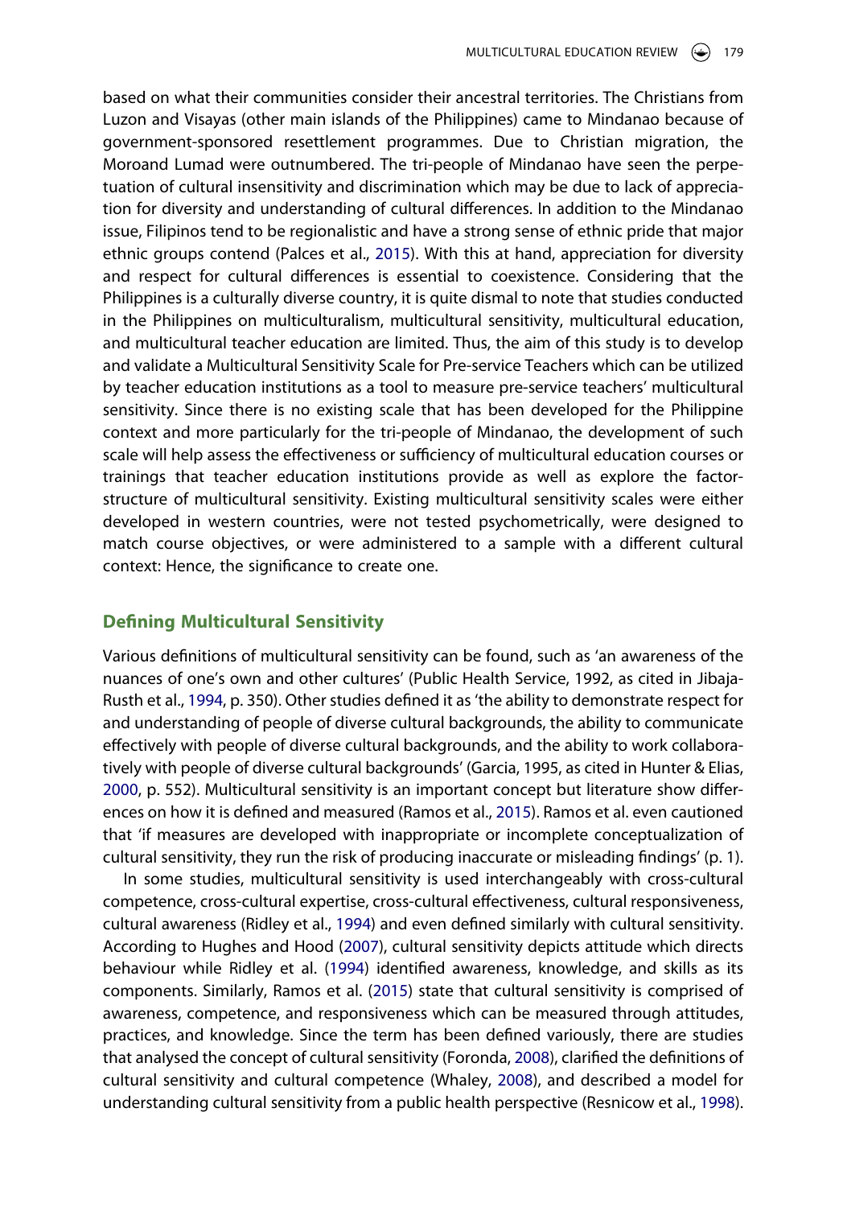based on what their communities consider their ancestral territories. The Christians from Luzon and Visayas (other main islands of the Philippines) came to Mindanao because of government-sponsored resettlement programmes. Due to Christian migration, the Moroand Lumad were outnumbered. The tri-people of Mindanao have seen the perpetuation of cultural insensitivity and discrimination which may be due to lack of appreciation for diversity and understanding of cultural differences. In addition to the Mindanao issue, Filipinos tend to be regionalistic and have a strong sense of ethnic pride that major ethnic groups contend (Palces et al., 2015). With this at hand, appreciation for diversity and respect for cultural differences is essential to coexistence. Considering that the Philippines is a culturally diverse country, it is quite dismal to note that studies conducted in the Philippines on multiculturalism, multicultural sensitivity, multicultural education, and multicultural teacher education are limited. Thus, the aim of this study is to develop and validate a Multicultural Sensitivity Scale for Pre-service Teachers which can be utilized by teacher education institutions as a tool to measure pre-service teachers' multicultural sensitivity. Since there is no existing scale that has been developed for the Philippine context and more particularly for the tri-people of Mindanao, the development of such scale will help assess the effectiveness or sufficiency of multicultural education courses or trainings that teacher education institutions provide as well as explore the factor-structure of multicultural sensitivity. Existing multicultural sensitivity scales were either developed in western countries, were not tested psychometrically, were designed to match course objectives, or were administered to a sample with a different cultural context: Hence, the significance to create one.

## Defining Multicultural Sensitivity

Various definitions of multicultural sensitivity can be found, such as 'an awareness of the nuances of one's own and other cultures' (Public Health Service, 1992, as cited in Jibaja-Rusth et al., 1994, p. 350). Other studies defined it as 'the ability to demonstrate respect for and understanding of people of diverse cultural backgrounds, the ability to communicate effectively with people of diverse cultural backgrounds, and the ability to work collaboratively with people of diverse cultural backgrounds' (Garcia, 1995, as cited in Hunter & Elias, 2000, p. 552). Multicultural sensitivity is an important concept but literature show differences on how it is defined and measured (Ramos et al., 2015). Ramos et al. even cautioned that 'if measures are developed with inappropriate or incomplete conceptualization of cultural sensitivity, they run the risk of producing inaccurate or misleading findings' (p. 1).

In some studies, multicultural sensitivity is used interchangeably with cross-cultural competence, cross-cultural expertise, cross-cultural effectiveness, cultural responsiveness, cultural awareness (Ridley et al., 1994) and even defined similarly with cultural sensitivity. According to Hughes and Hood (2007), cultural sensitivity depicts attitude which directs behaviour while Ridley et al. (1994) identified awareness, knowledge, and skills as its components. Similarly, Ramos et al. (2015) state that cultural sensitivity is comprised of awareness, competence, and responsiveness which can be measured through attitudes, practices, and knowledge. Since the term has been defined variously, there are studies that analysed the concept of cultural sensitivity (Foronda, 2008), clarified the definitions of cultural sensitivity and cultural competence (Whaley, 2008), and described a model for understanding cultural sensitivity from a public health perspective (Resnicow et al., 1998).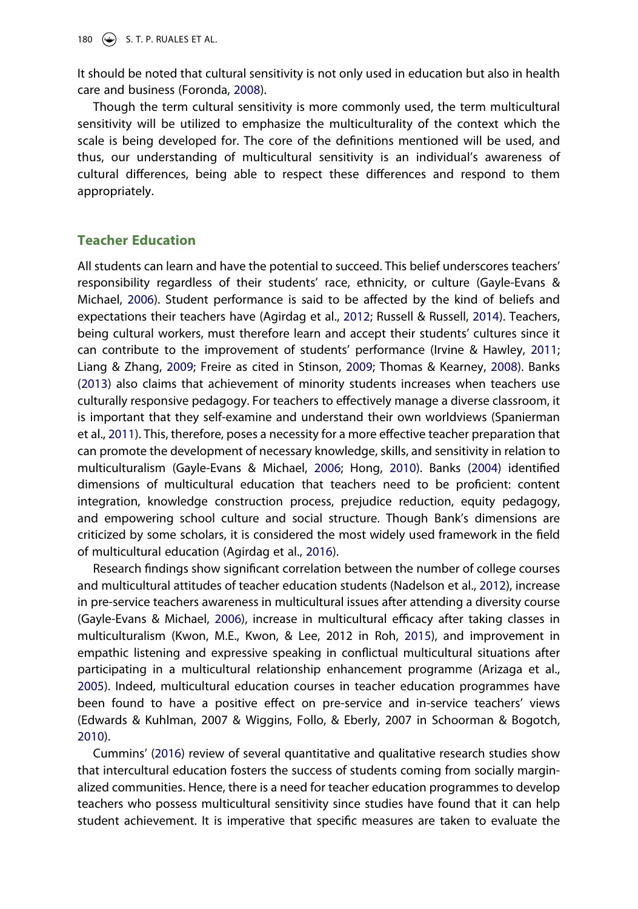It should be noted that cultural sensitivity is not only used in education but also in health care and business (Foronda, 2008).

Though the term cultural sensitivity is more commonly used, the term multicultural sensitivity will be utilized to emphasize the multiculturality of the context which the scale is being developed for. The core of the definitions mentioned will be used, and thus, our understanding of multicultural sensitivity is an individual's awareness of cultural differences, being able to respect these differences and respond to them appropriately.

## Teacher Education

All students can learn and have the potential to succeed. This belief underscores teachers' responsibility regardless of their students' race, ethnicity, or culture (Gayle-Evans & Michael, 2006). Student performance is said to be affected by the kind of beliefs and expectations their teachers have (Agirdag et al., 2012; Russell & Russell, 2014). Teachers, being cultural workers, must therefore learn and accept their students' cultures since it can contribute to the improvement of students' performance (Irvine & Hawley, 2011; Liang & Zhang, 2009; Freire as cited in Stinson, 2009; Thomas & Kearney, 2008). Banks (2013) also claims that achievement of minority students increases when teachers use culturally responsive pedagogy. For teachers to effectively manage a diverse classroom, it is important that they self-examine and understand their own worldviews (Spanierman et al., 2011). This, therefore, poses a necessity for a more effective teacher preparation that can promote the development of necessary knowledge, skills, and sensitivity in relation to multiculturalism (Gayle-Evans & Michael, 2006; Hong, 2010). Banks (2004) identified dimensions of multicultural education that teachers need to be proficient: content integration, knowledge construction process, prejudice reduction, equity pedagogy, and empowering school culture and social structure. Though Bank's dimensions are criticized by some scholars, it is considered the most widely used framework in the field of multicultural education (Agirdag et al., 2016).

Research findings show significant correlation between the number of college courses and multicultural attitudes of teacher education students (Nadelson et al., 2012), increase in pre-service teachers awareness in multicultural issues after attending a diversity course (Gayle-Evans & Michael, 2006), increase in multicultural efficacy after taking classes in multiculturalism (Kwon, M.E., Kwon, & Lee, 2012 in Roh, 2015), and improvement in empathic listening and expressive speaking in conflictual multicultural situations after participating in a multicultural relationship enhancement programme (Arizaga et al., 2005). Indeed, multicultural education courses in teacher education programmes have been found to have a positive effect on pre-service and in-service teachers' views (Edwards & Kuhlman, 2007 & Wiggins, Follo, & Eberly, 2007 in Schoorman & Bogotch, 2010).

Cummins' (2016) review of several quantitative and qualitative research studies show that intercultural education fosters the success of students coming from socially marginalized communities. Hence, there is a need for teacher education programmes to develop teachers who possess multicultural sensitivity since studies have found that it can help student achievement. It is imperative that specific measures are taken to evaluate the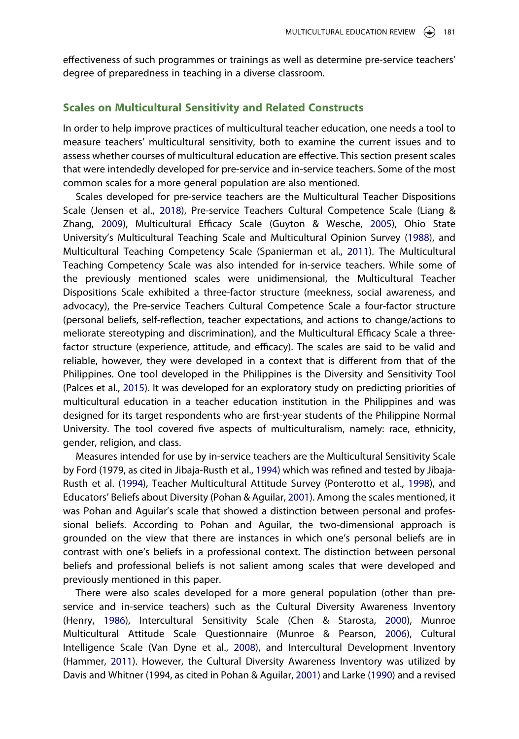effectiveness of such programmes or trainings as well as determine pre-service teachers' degree of preparedness in teaching in a diverse classroom.

## Scales on Multicultural Sensitivity and Related Constructs

In order to help improve practices of multicultural teacher education, one needs a tool to measure teachers' multicultural sensitivity, both to examine the current issues and to assess whether courses of multicultural education are effective. This section present scales that were intendedly developed for pre-service and in-service teachers. Some of the most common scales for a more general population are also mentioned.

Scales developed for pre-service teachers are the Multicultural Teacher Dispositions Scale (Jensen et al., 2018), Pre-service Teachers Cultural Competence Scale (Liang & Zhang, 2009), Multicultural Efficacy Scale (Guyton & Wesche, 2005), Ohio State University's Multicultural Teaching Scale and Multicultural Opinion Survey (1988), and Multicultural Teaching Competency Scale (Spanierman et al., 2011). The Multicultural Teaching Competency Scale was also intended for in-service teachers. While some of the previously mentioned scales were unidimensional, the Multicultural Teacher Dispositions Scale exhibited a three-factor structure (meekness, social awareness, and advocacy), the Pre-service Teachers Cultural Competence Scale a four-factor structure (personal beliefs, self-reflection, teacher expectations, and actions to change/actions to meliorate stereotyping and discrimination), and the Multicultural Efficacy Scale a three-factor structure (experience, attitude, and efficacy). The scales are said to be valid and reliable, however, they were developed in a context that is different from that of the Philippines. One tool developed in the Philippines is the Diversity and Sensitivity Tool (Palces et al., 2015). It was developed for an exploratory study on predicting priorities of multicultural education in a teacher education institution in the Philippines and was designed for its target respondents who are first-year students of the Philippine Normal University. The tool covered five aspects of multiculturalism, namely: race, ethnicity, gender, religion, and class.

Measures intended for use by in-service teachers are the Multicultural Sensitivity Scale by Ford (1979, as cited in Jibaja-Rusth et al., 1994) which was refined and tested by Jibaja-Rusth et al. (1994), Teacher Multicultural Attitude Survey (Ponterotto et al., 1998), and Educators' Beliefs about Diversity (Pohan & Aguilar, 2001). Among the scales mentioned, it was Pohan and Aguilar's scale that showed a distinction between personal and professional beliefs. According to Pohan and Aguilar, the two-dimensional approach is grounded on the view that there are instances in which one's personal beliefs are in contrast with one's beliefs in a professional context. The distinction between personal beliefs and professional beliefs is not salient among scales that were developed and previously mentioned in this paper.

There were also scales developed for a more general population (other than pre-service and in-service teachers) such as the Cultural Diversity Awareness Inventory (Henry, 1986), Intercultural Sensitivity Scale (Chen & Starosta, 2000), Munroe Multicultural Attitude Scale Questionnaire (Munroe & Pearson, 2006), Cultural Intelligence Scale (Van Dyne et al., 2008), and Intercultural Development Inventory (Hammer, 2011). However, the Cultural Diversity Awareness Inventory was utilized by Davis and Whitner (1994, as cited in Pohan & Aguilar, 2001) and Larke (1990) and a revised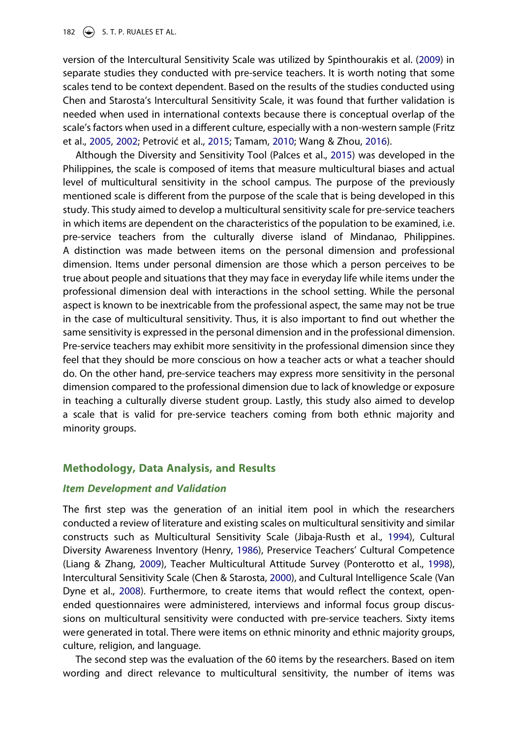version of the Intercultural Sensitivity Scale was utilized by Spinthourakis et al. (2009) in separate studies they conducted with pre-service teachers. It is worth noting that some scales tend to be context dependent. Based on the results of the studies conducted using Chen and Starosta's Intercultural Sensitivity Scale, it was found that further validation is needed when used in international contexts because there is conceptual overlap of the scale's factors when used in a different culture, especially with a non-western sample (Fritz et al., 2005, 2002; Petrović et al., 2015; Tamam, 2010; Wang & Zhou, 2016).

Although the Diversity and Sensitivity Tool (Palces et al., 2015) was developed in the Philippines, the scale is composed of items that measure multicultural biases and actual level of multicultural sensitivity in the school campus. The purpose of the previously mentioned scale is different from the purpose of the scale that is being developed in this study. This study aimed to develop a multicultural sensitivity scale for pre-service teachers in which items are dependent on the characteristics of the population to be examined, i.e. pre-service teachers from the culturally diverse island of Mindanao, Philippines. A distinction was made between items on the personal dimension and professional dimension. Items under personal dimension are those which a person perceives to be true about people and situations that they may face in everyday life while items under the professional dimension deal with interactions in the school setting. While the personal aspect is known to be inextricable from the professional aspect, the same may not be true in the case of multicultural sensitivity. Thus, it is also important to find out whether the same sensitivity is expressed in the personal dimension and in the professional dimension. Pre-service teachers may exhibit more sensitivity in the professional dimension since they feel that they should be more conscious on how a teacher acts or what a teacher should do. On the other hand, pre-service teachers may express more sensitivity in the personal dimension compared to the professional dimension due to lack of knowledge or exposure in teaching a culturally diverse student group. Lastly, this study also aimed to develop a scale that is valid for pre-service teachers coming from both ethnic majority and minority groups.

## Methodology, Data Analysis, and Results

### *Item Development and Validation*

The first step was the generation of an initial item pool in which the researchers conducted a review of literature and existing scales on multicultural sensitivity and similar constructs such as Multicultural Sensitivity Scale (Jibaja-Rusth et al., 1994), Cultural Diversity Awareness Inventory (Henry, 1986), Preservice Teachers' Cultural Competence (Liang & Zhang, 2009), Teacher Multicultural Attitude Survey (Ponterotto et al., 1998), Intercultural Sensitivity Scale (Chen & Starosta, 2000), and Cultural Intelligence Scale (Van Dyne et al., 2008). Furthermore, to create items that would reflect the context, open-ended questionnaires were administered, interviews and informal focus group discussions on multicultural sensitivity were conducted with pre-service teachers. Sixty items were generated in total. There were items on ethnic minority and ethnic majority groups, culture, religion, and language.

The second step was the evaluation of the 60 items by the researchers. Based on item wording and direct relevance to multicultural sensitivity, the number of items was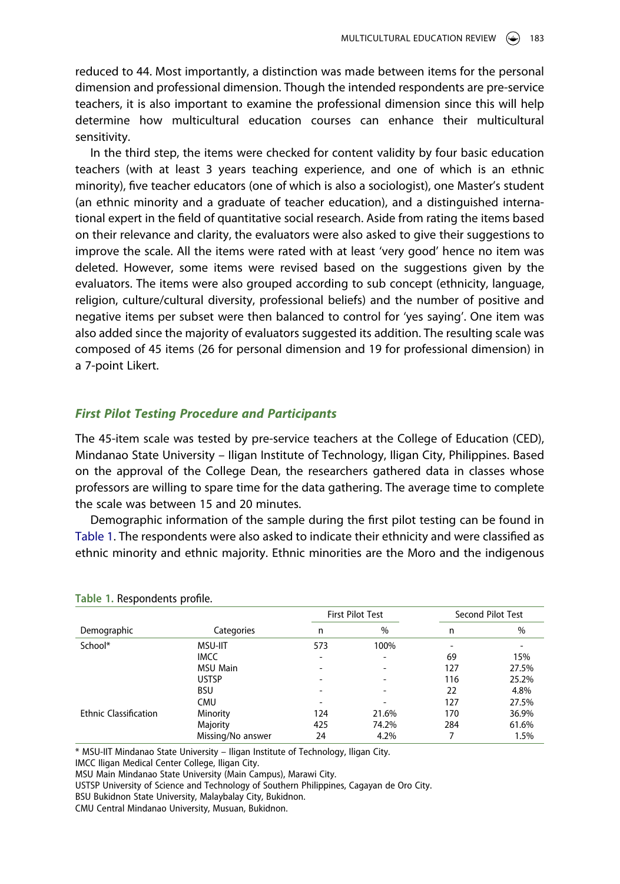reduced to 44. Most importantly, a distinction was made between items for the personal dimension and professional dimension. Though the intended respondents are pre-service teachers, it is also important to examine the professional dimension since this will help determine how multicultural education courses can enhance their multicultural sensitivity.

In the third step, the items were checked for content validity by four basic education teachers (with at least 3 years teaching experience, and one of which is an ethnic minority), five teacher educators (one of which is also a sociologist), one Master's student (an ethnic minority and a graduate of teacher education), and a distinguished international expert in the field of quantitative social research. Aside from rating the items based on their relevance and clarity, the evaluators were also asked to give their suggestions to improve the scale. All the items were rated with at least 'very good' hence no item was deleted. However, some items were revised based on the suggestions given by the evaluators. The items were also grouped according to sub concept (ethnicity, language, religion, culture/cultural diversity, professional beliefs) and the number of positive and negative items per subset were then balanced to control for 'yes saying'. One item was also added since the majority of evaluators suggested its addition. The resulting scale was composed of 45 items (26 for personal dimension and 19 for professional dimension) in a 7-point Likert.

### *First Pilot Testing Procedure and Participants*

The 45-item scale was tested by pre-service teachers at the College of Education (CED), Mindanao State University – Iligan Institute of Technology, Iligan City, Philippines. Based on the approval of the College Dean, the researchers gathered data in classes whose professors are willing to spare time for the data gathering. The average time to complete the scale was between 15 and 20 minutes.

Demographic information of the sample during the first pilot testing can be found in Table 1. The respondents were also asked to indicate their ethnicity and were classified as ethnic minority and ethnic majority. Ethnic minorities are the Moro and the indigenous

**Table 1.** Respondents profile.

| | | First Pilot Test | | Second Pilot Test | |
|---|---|---|---|---|---|
| Demographic | Categories | n | % | n | % |
| School* | MSU-IIT | 573 | 100% | - | - |
| | IMCC | - | - | 69 | 15% |
| | MSU Main | - | - | 127 | 27.5% |
| | USTSP | - | - | 116 | 25.2% |
| | BSU | - | - | 22 | 4.8% |
| | CMU | - | - | 127 | 27.5% |
| Ethnic Classification | Minority | 124 | 21.6% | 170 | 36.9% |
| | Majority | 425 | 74.2% | 284 | 61.6% |
| | Missing/No answer | 24 | 4.2% | 7 | 1.5% |

* MSU-IIT Mindanao State University – Iligan Institute of Technology, Iligan City.
IMCC Iligan Medical Center College, Iligan City.
MSU Main Mindanao State University (Main Campus), Marawi City.
USTSP University of Science and Technology of Southern Philippines, Cagayan de Oro City.
BSU Bukidnon State University, Malaybalay City, Bukidnon.
CMU Central Mindanao University, Musuan, Bukidnon.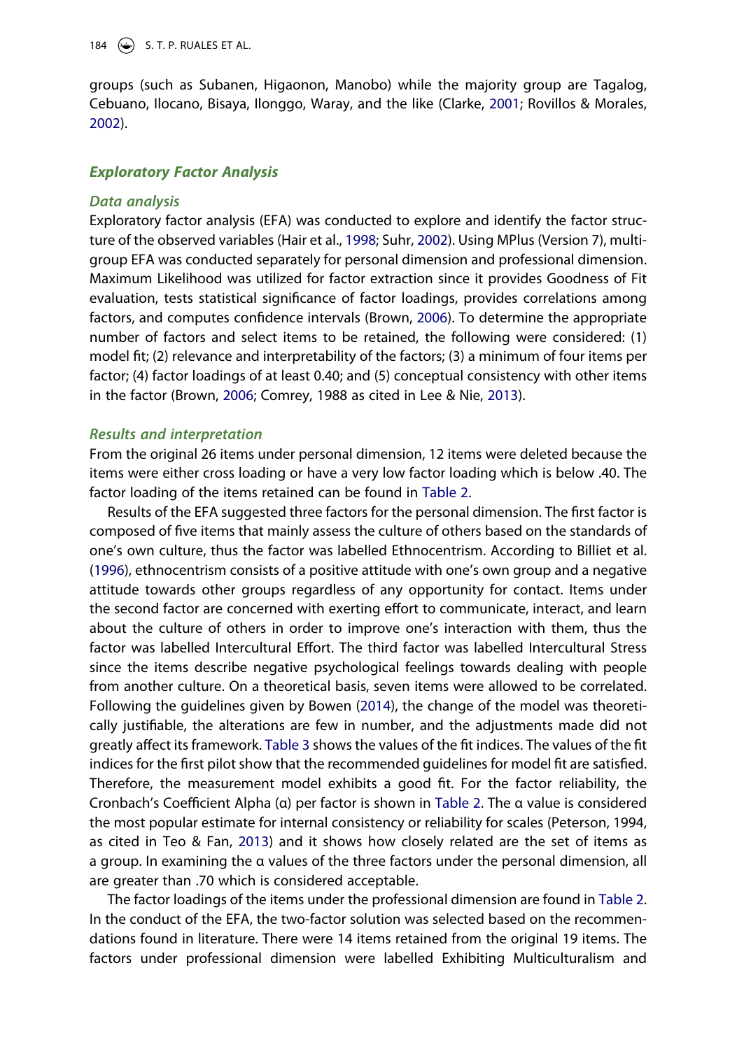groups (such as Subanen, Higaonon, Manobo) while the majority group are Tagalog, Cebuano, Ilocano, Bisaya, Ilonggo, Waray, and the like (Clarke, 2001; Rovillos & Morales, 2002).

## *Exploratory Factor Analysis*

### *Data analysis*

Exploratory factor analysis (EFA) was conducted to explore and identify the factor structure of the observed variables (Hair et al., 1998; Suhr, 2002). Using MPlus (Version 7), multigroup EFA was conducted separately for personal dimension and professional dimension. Maximum Likelihood was utilized for factor extraction since it provides Goodness of Fit evaluation, tests statistical significance of factor loadings, provides correlations among factors, and computes confidence intervals (Brown, 2006). To determine the appropriate number of factors and select items to be retained, the following were considered: (1) model fit; (2) relevance and interpretability of the factors; (3) a minimum of four items per factor; (4) factor loadings of at least 0.40; and (5) conceptual consistency with other items in the factor (Brown, 2006; Comrey, 1988 as cited in Lee & Nie, 2013).

### *Results and interpretation*

From the original 26 items under personal dimension, 12 items were deleted because the items were either cross loading or have a very low factor loading which is below .40. The factor loading of the items retained can be found in Table 2.

Results of the EFA suggested three factors for the personal dimension. The first factor is composed of five items that mainly assess the culture of others based on the standards of one's own culture, thus the factor was labelled Ethnocentrism. According to Billiet et al. (1996), ethnocentrism consists of a positive attitude with one's own group and a negative attitude towards other groups regardless of any opportunity for contact. Items under the second factor are concerned with exerting effort to communicate, interact, and learn about the culture of others in order to improve one's interaction with them, thus the factor was labelled Intercultural Effort. The third factor was labelled Intercultural Stress since the items describe negative psychological feelings towards dealing with people from another culture. On a theoretical basis, seven items were allowed to be correlated. Following the guidelines given by Bowen (2014), the change of the model was theoretically justifiable, the alterations are few in number, and the adjustments made did not greatly affect its framework. Table 3 shows the values of the fit indices. The values of the fit indices for the first pilot show that the recommended guidelines for model fit are satisfied. Therefore, the measurement model exhibits a good fit. For the factor reliability, the Cronbach's Coefficient Alpha (α) per factor is shown in Table 2. The α value is considered the most popular estimate for internal consistency or reliability for scales (Peterson, 1994, as cited in Teo & Fan, 2013) and it shows how closely related are the set of items as a group. In examining the α values of the three factors under the personal dimension, all are greater than .70 which is considered acceptable.

The factor loadings of the items under the professional dimension are found in Table 2. In the conduct of the EFA, the two-factor solution was selected based on the recommendations found in literature. There were 14 items retained from the original 19 items. The factors under professional dimension were labelled Exhibiting Multiculturalism and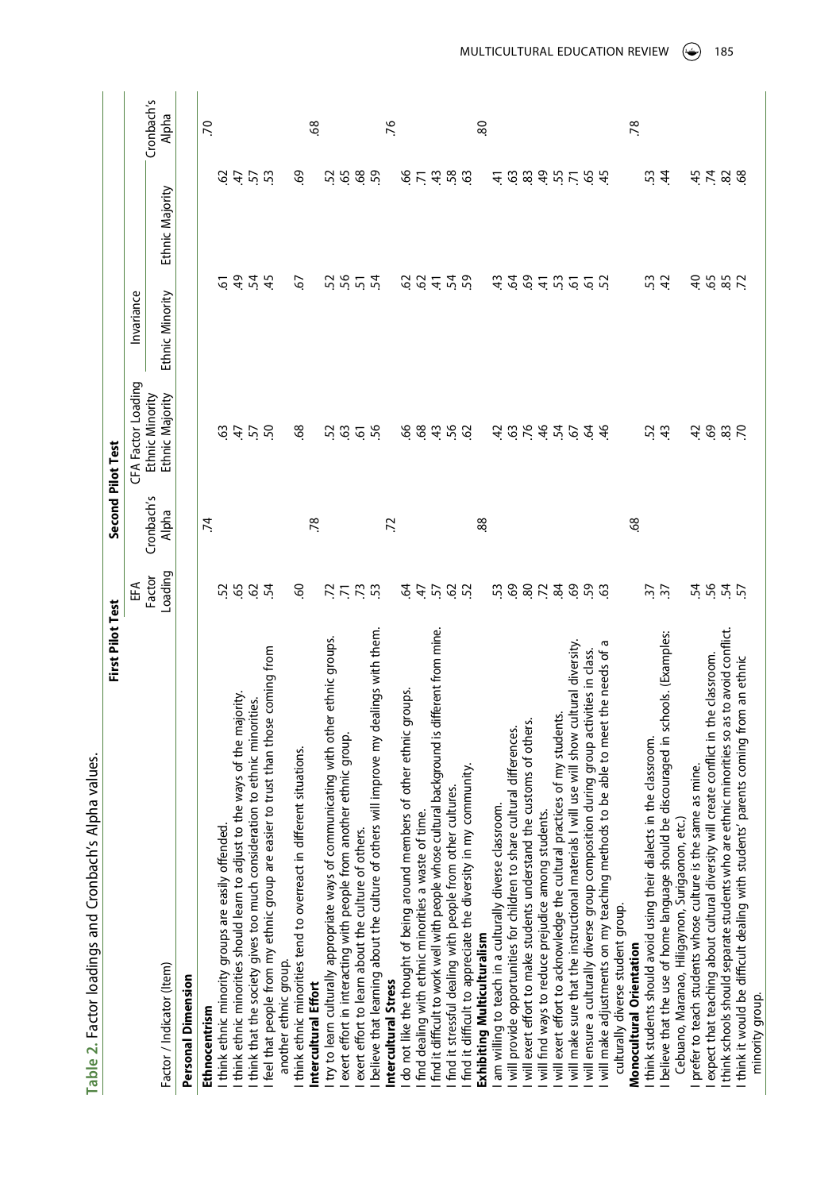**Table 2.** Factor loadings and Cronbach's Alpha values.

| Factor / Indicator (Item) | First Pilot Test | Second Pilot Test | | | | |
|---|---|---|---|---|---|---|
| | EFA Factor Loading | Cronbach's Alpha | CFA Factor Loading Ethnic Minority Ethnic Majority | Invariance | | Cronbach's Alpha |
| | | | | Ethnic Minority | Ethnic Majority | |
| **Personal Dimension** | | | | | | |
| **Ethnocentrism** | | .74 | | | | .70 |
| I think ethnic minority groups are easily offended. | .52 | | .63 | .61 | .62 | |
| I think ethnic minorities should learn to adjust to the ways of the majority. | .65 | | .47 | .49 | .47 | |
| I think that the society gives too much consideration to ethnic minorities. | .62 | | .57 | .54 | .57 | |
| I feel that people from my ethnic group are easier to trust than those coming from another ethnic group. | .54 | | .50 | .45 | .53 | |
| I think ethnic minorities tend to overreact in different situations. | .60 | | .68 | .67 | .69 | |
| **Intercultural Effort** | | .78 | | | | .68 |
| I try to learn culturally appropriate ways of communicating with other ethnic groups. | .72 | | .52 | .52 | .52 | |
| I exert effort in interacting with people from another ethnic group. | .71 | | .63 | .56 | .65 | |
| I exert effort to learn about the culture of others. | .73 | | .61 | .51 | .68 | |
| I believe that learning about the culture of others will improve my dealings with them. | .53 | | .56 | .54 | .59 | |
| **Intercultural Stress** | | .72 | | | | .76 |
| I do not like the thought of being around members of other ethnic groups. | .64 | | .66 | .62 | .66 | |
| I find dealing with ethnic minorities a waste of time. | .47 | | .68 | .62 | .71 | |
| I find it difficult to work well with people whose cultural background is different from mine. | .57 | | .43 | .41 | .43 | |
| I find it stressful dealing with people from other cultures. | .62 | | .56 | .54 | .58 | |
| I find it difficult to appreciate the diversity in my community. | .52 | | .62 | .59 | .63 | |
| **Exhibiting Multiculturalism** | | .88 | | | | .80 |
| I am willing to teach in a culturally diverse classroom. | .53 | | .42 | .43 | .41 | |
| I will provide opportunities for children to share cultural differences. | .69 | | .63 | .64 | .63 | |
| I will exert effort to make students understand the customs of others. | .80 | | .76 | .69 | .83 | |
| I will find ways to reduce prejudice among students. | .72 | | .46 | .41 | .49 | |
| I will exert effort to acknowledge the cultural practices of my students. | .84 | | .54 | .53 | .55 | |
| I will make sure that the instructional materials I will use will show cultural diversity. | .69 | | .67 | .61 | .71 | |
| I will ensure a culturally diverse group composition during group activities in class. | .59 | | .64 | .61 | .65 | |
| I will make adjustments on my teaching methods to be able to meet the needs of a culturally diverse student group. | .63 | | .46 | .52 | .45 | |
| **Monocultural Orientation** | | .68 | | | | .78 |
| I think students should avoid using their dialects in the classroom. | .37 | | .52 | .53 | .53 | |
| I believe that the use of home language should be discouraged in schools. (Examples: Cebuano, Maranao, Hiligaynon, Surigaonon, etc.) | .37 | | .43 | .42 | .44 | |
| I prefer to teach students whose culture is the same as mine. | .54 | | .42 | .40 | .45 | |
| I expect that teaching about cultural diversity will create conflict in the classroom. | .56 | | .69 | .65 | .74 | |
| I think schools should separate students who are ethnic minorities so as to avoid conflict. | .54 | | .83 | .85 | .82 | |
| I think it would be difficult dealing with students' parents coming from an ethnic minority group. | .57 | | .70 | .72 | .68 | |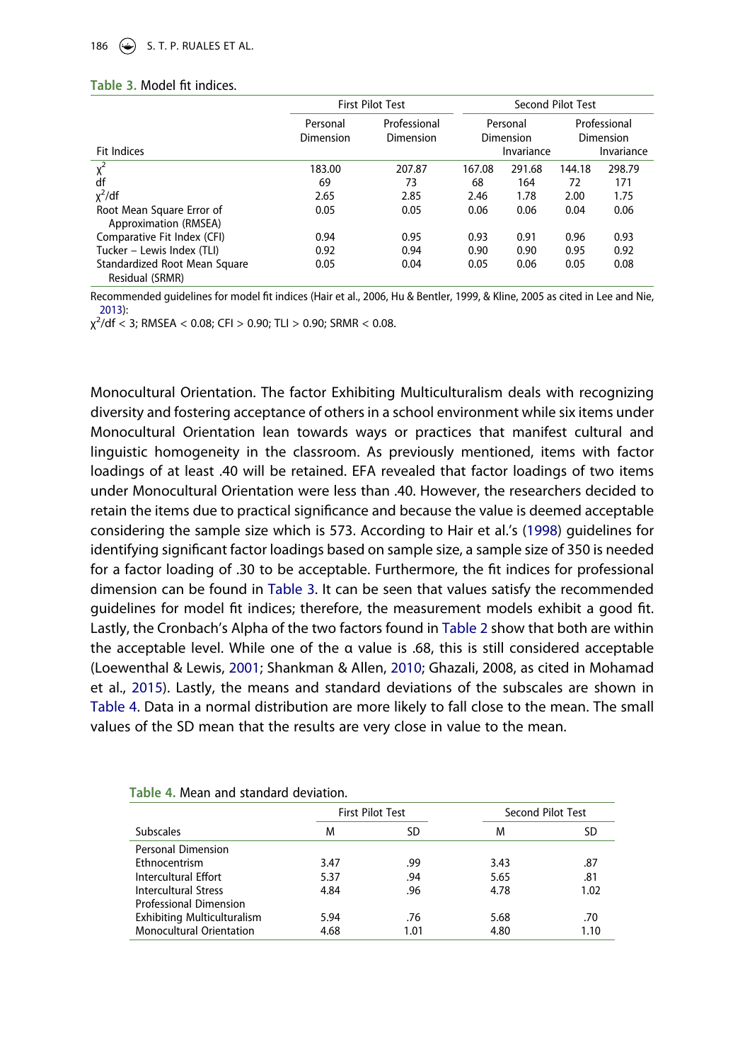**Table 3.** Model fit indices.

| Fit Indices | First Pilot Test | | Second Pilot Test | | | |
|---|---|---|---|---|---|---|
| | Personal Dimension | Professional Dimension | Personal Dimension | Invariance | Professional Dimension | Invariance |
| $\chi^2$ | 183.00 | 207.87 | 167.08 | 291.68 | 144.18 | 298.79 |
| df | 69 | 73 | 68 | 164 | 72 | 171 |
| $\chi^2$/df | 2.65 | 2.85 | 2.46 | 1.78 | 2.00 | 1.75 |
| Root Mean Square Error of Approximation (RMSEA) | 0.05 | 0.05 | 0.06 | 0.06 | 0.04 | 0.06 |
| Comparative Fit Index (CFI) | 0.94 | 0.95 | 0.93 | 0.91 | 0.96 | 0.93 |
| Tucker – Lewis Index (TLI) | 0.92 | 0.94 | 0.90 | 0.90 | 0.95 | 0.92 |
| Standardized Root Mean Square Residual (SRMR) | 0.05 | 0.04 | 0.05 | 0.06 | 0.05 | 0.08 |

Recommended guidelines for model fit indices (Hair et al., 2006, Hu & Bentler, 1999, & Kline, 2005 as cited in Lee and Nie, 2013):
$\chi^2$/df < 3; RMSEA < 0.08; CFI > 0.90; TLI > 0.90; SRMR < 0.08.

Monocultural Orientation. The factor Exhibiting Multiculturalism deals with recognizing diversity and fostering acceptance of others in a school environment while six items under Monocultural Orientation lean towards ways or practices that manifest cultural and linguistic homogeneity in the classroom. As previously mentioned, items with factor loadings of at least .40 will be retained. EFA revealed that factor loadings of two items under Monocultural Orientation were less than .40. However, the researchers decided to retain the items due to practical significance and because the value is deemed acceptable considering the sample size which is 573. According to Hair et al.'s (1998) guidelines for identifying significant factor loadings based on sample size, a sample size of 350 is needed for a factor loading of .30 to be acceptable. Furthermore, the fit indices for professional dimension can be found in Table 3. It can be seen that values satisfy the recommended guidelines for model fit indices; therefore, the measurement models exhibit a good fit. Lastly, the Cronbach's Alpha of the two factors found in Table 2 show that both are within the acceptable level. While one of the α value is .68, this is still considered acceptable (Loewenthal & Lewis, 2001; Shankman & Allen, 2010; Ghazali, 2008, as cited in Mohamad et al., 2015). Lastly, the means and standard deviations of the subscales are shown in Table 4. Data in a normal distribution are more likely to fall close to the mean. The small values of the SD mean that the results are very close in value to the mean.

**Table 4.** Mean and standard deviation.

| Subscales | First Pilot Test | | Second Pilot Test | |
|---|---|---|---|---|
| | M | SD | M | SD |
| Personal Dimension | | | | |
| Ethnocentrism | 3.47 | .99 | 3.43 | .87 |
| Intercultural Effort | 5.37 | .94 | 5.65 | .81 |
| Intercultural Stress | 4.84 | .96 | 4.78 | 1.02 |
| Professional Dimension | | | | |
| Exhibiting Multiculturalism | 5.94 | .76 | 5.68 | .70 |
| Monocultural Orientation | 4.68 | 1.01 | 4.80 | 1.10 |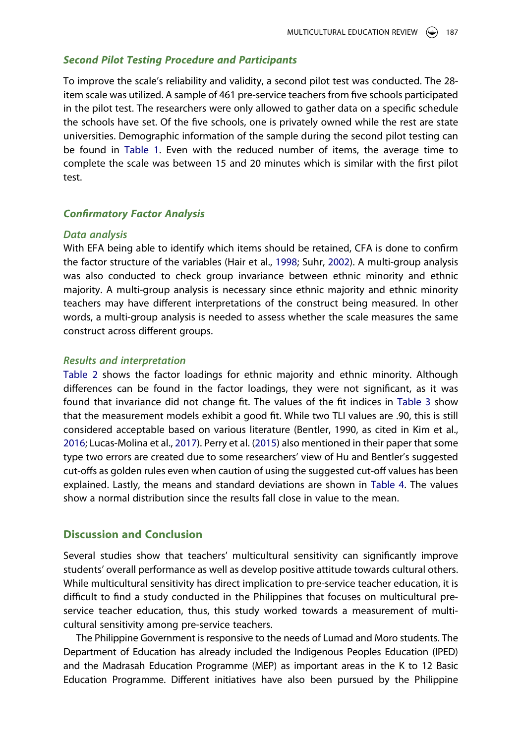### *Second Pilot Testing Procedure and Participants*

To improve the scale's reliability and validity, a second pilot test was conducted. The 28-item scale was utilized. A sample of 461 pre-service teachers from five schools participated in the pilot test. The researchers were only allowed to gather data on a specific schedule the schools have set. Of the five schools, one is privately owned while the rest are state universities. Demographic information of the sample during the second pilot testing can be found in Table 1. Even with the reduced number of items, the average time to complete the scale was between 15 and 20 minutes which is similar with the first pilot test.

### *Confirmatory Factor Analysis*

#### *Data analysis*

With EFA being able to identify which items should be retained, CFA is done to confirm the factor structure of the variables (Hair et al., 1998; Suhr, 2002). A multi-group analysis was also conducted to check group invariance between ethnic minority and ethnic majority. A multi-group analysis is necessary since ethnic majority and ethnic minority teachers may have different interpretations of the construct being measured. In other words, a multi-group analysis is needed to assess whether the scale measures the same construct across different groups.

#### *Results and interpretation*

Table 2 shows the factor loadings for ethnic majority and ethnic minority. Although differences can be found in the factor loadings, they were not significant, as it was found that invariance did not change fit. The values of the fit indices in Table 3 show that the measurement models exhibit a good fit. While two TLI values are .90, this is still considered acceptable based on various literature (Bentler, 1990, as cited in Kim et al., 2016; Lucas-Molina et al., 2017). Perry et al. (2015) also mentioned in their paper that some type two errors are created due to some researchers' view of Hu and Bentler's suggested cut-offs as golden rules even when caution of using the suggested cut-off values has been explained. Lastly, the means and standard deviations are shown in Table 4. The values show a normal distribution since the results fall close in value to the mean.

## Discussion and Conclusion

Several studies show that teachers' multicultural sensitivity can significantly improve students' overall performance as well as develop positive attitude towards cultural others. While multicultural sensitivity has direct implication to pre-service teacher education, it is difficult to find a study conducted in the Philippines that focuses on multicultural pre-service teacher education, thus, this study worked towards a measurement of multicultural sensitivity among pre-service teachers.

The Philippine Government is responsive to the needs of Lumad and Moro students. The Department of Education has already included the Indigenous Peoples Education (IPED) and the Madrasah Education Programme (MEP) as important areas in the K to 12 Basic Education Programme. Different initiatives have also been pursued by the Philippine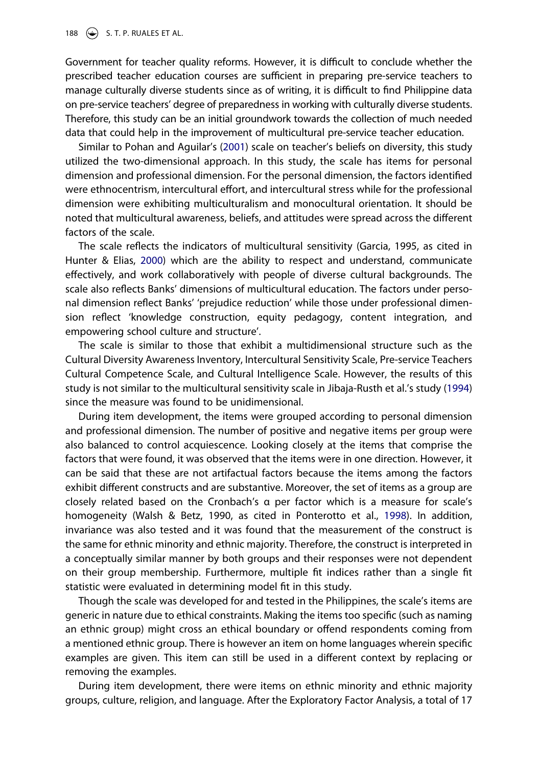Government for teacher quality reforms. However, it is difficult to conclude whether the prescribed teacher education courses are sufficient in preparing pre-service teachers to manage culturally diverse students since as of writing, it is difficult to find Philippine data on pre-service teachers' degree of preparedness in working with culturally diverse students. Therefore, this study can be an initial groundwork towards the collection of much needed data that could help in the improvement of multicultural pre-service teacher education.

Similar to Pohan and Aguilar's (2001) scale on teacher's beliefs on diversity, this study utilized the two-dimensional approach. In this study, the scale has items for personal dimension and professional dimension. For the personal dimension, the factors identified were ethnocentrism, intercultural effort, and intercultural stress while for the professional dimension were exhibiting multiculturalism and monocultural orientation. It should be noted that multicultural awareness, beliefs, and attitudes were spread across the different factors of the scale.

The scale reflects the indicators of multicultural sensitivity (Garcia, 1995, as cited in Hunter & Elias, 2000) which are the ability to respect and understand, communicate effectively, and work collaboratively with people of diverse cultural backgrounds. The scale also reflects Banks' dimensions of multicultural education. The factors under personal dimension reflect Banks' 'prejudice reduction' while those under professional dimension reflect 'knowledge construction, equity pedagogy, content integration, and empowering school culture and structure'.

The scale is similar to those that exhibit a multidimensional structure such as the Cultural Diversity Awareness Inventory, Intercultural Sensitivity Scale, Pre-service Teachers Cultural Competence Scale, and Cultural Intelligence Scale. However, the results of this study is not similar to the multicultural sensitivity scale in Jibaja-Rusth et al.'s study (1994) since the measure was found to be unidimensional.

During item development, the items were grouped according to personal dimension and professional dimension. The number of positive and negative items per group were also balanced to control acquiescence. Looking closely at the items that comprise the factors that were found, it was observed that the items were in one direction. However, it can be said that these are not artifactual factors because the items among the factors exhibit different constructs and are substantive. Moreover, the set of items as a group are closely related based on the Cronbach's α per factor which is a measure for scale's homogeneity (Walsh & Betz, 1990, as cited in Ponterotto et al., 1998). In addition, invariance was also tested and it was found that the measurement of the construct is the same for ethnic minority and ethnic majority. Therefore, the construct is interpreted in a conceptually similar manner by both groups and their responses were not dependent on their group membership. Furthermore, multiple fit indices rather than a single fit statistic were evaluated in determining model fit in this study.

Though the scale was developed for and tested in the Philippines, the scale's items are generic in nature due to ethical constraints. Making the items too specific (such as naming an ethnic group) might cross an ethical boundary or offend respondents coming from a mentioned ethnic group. There is however an item on home languages wherein specific examples are given. This item can still be used in a different context by replacing or removing the examples.

During item development, there were items on ethnic minority and ethnic majority groups, culture, religion, and language. After the Exploratory Factor Analysis, a total of 17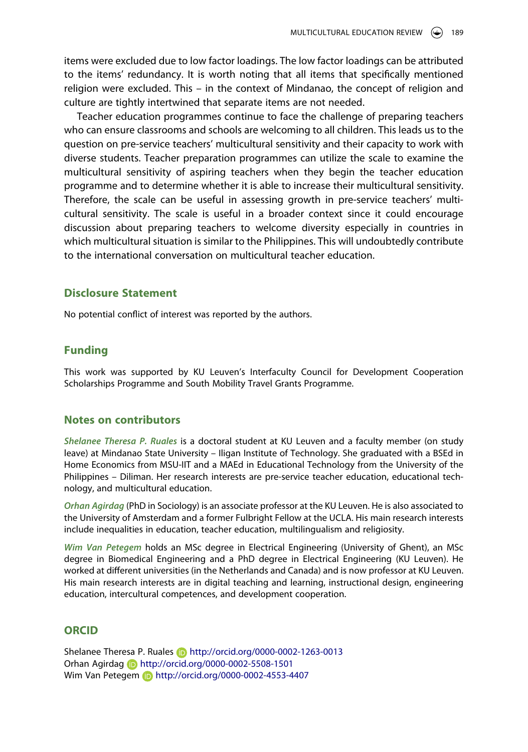items were excluded due to low factor loadings. The low factor loadings can be attributed to the items' redundancy. It is worth noting that all items that specifically mentioned religion were excluded. This – in the context of Mindanao, the concept of religion and culture are tightly intertwined that separate items are not needed.

Teacher education programmes continue to face the challenge of preparing teachers who can ensure classrooms and schools are welcoming to all children. This leads us to the question on pre-service teachers' multicultural sensitivity and their capacity to work with diverse students. Teacher preparation programmes can utilize the scale to examine the multicultural sensitivity of aspiring teachers when they begin the teacher education programme and to determine whether it is able to increase their multicultural sensitivity. Therefore, the scale can be useful in assessing growth in pre-service teachers' multicultural sensitivity. The scale is useful in a broader context since it could encourage discussion about preparing teachers to welcome diversity especially in countries in which multicultural situation is similar to the Philippines. This will undoubtedly contribute to the international conversation on multicultural teacher education.

## Disclosure Statement

No potential conflict of interest was reported by the authors.

## Funding

This work was supported by KU Leuven's Interfaculty Council for Development Cooperation Scholarships Programme and South Mobility Travel Grants Programme.

## Notes on contributors

***Shelanee Theresa P. Ruales*** is a doctoral student at KU Leuven and a faculty member (on study leave) at Mindanao State University – Iligan Institute of Technology. She graduated with a BSEd in Home Economics from MSU-IIT and a MAEd in Educational Technology from the University of the Philippines – Diliman. Her research interests are pre-service teacher education, educational technology, and multicultural education.

***Orhan Agirdag*** (PhD in Sociology) is an associate professor at the KU Leuven. He is also associated to the University of Amsterdam and a former Fulbright Fellow at the UCLA. His main research interests include inequalities in education, teacher education, multilingualism and religiosity.

***Wim Van Petegem*** holds an MSc degree in Electrical Engineering (University of Ghent), an MSc degree in Biomedical Engineering and a PhD degree in Electrical Engineering (KU Leuven). He worked at different universities (in the Netherlands and Canada) and is now professor at KU Leuven. His main research interests are in digital teaching and learning, instructional design, engineering education, intercultural competences, and development cooperation.

## ORCID

Shelanee Theresa P. Ruales http://orcid.org/0000-0002-1263-0013
Orhan Agirdag http://orcid.org/0000-0002-5508-1501
Wim Van Petegem http://orcid.org/0000-0002-4553-4407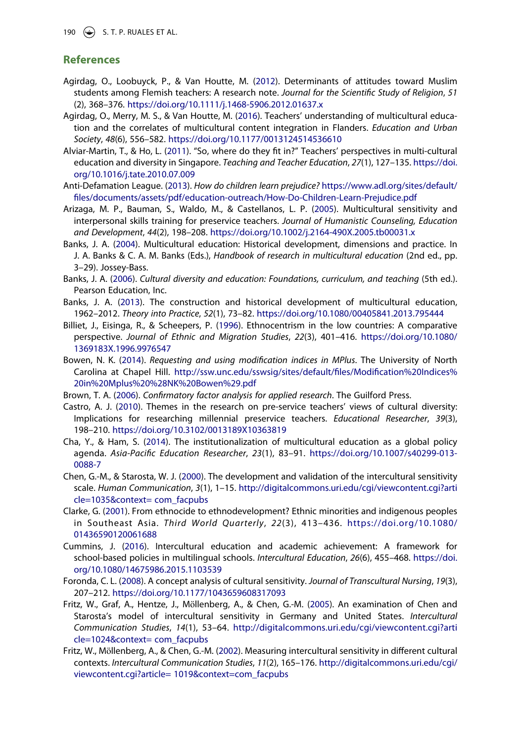## References

Agirdag, O., Loobuyck, P., & Van Houtte, M. (2012). Determinants of attitudes toward Muslim students among Flemish teachers: A research note. *Journal for the Scientific Study of Religion*, *51* (2), 368–376. https://doi.org/10.1111/j.1468-5906.2012.01637.x

Agirdag, O., Merry, M. S., & Van Houtte, M. (2016). Teachers' understanding of multicultural education and the correlates of multicultural content integration in Flanders. *Education and Urban Society*, *48*(6), 556–582. https://doi.org/10.1177/0013124514536610

Alviar-Martin, T., & Ho, L. (2011). "So, where do they fit in?" Teachers' perspectives in multi-cultural education and diversity in Singapore. *Teaching and Teacher Education*, *27*(1), 127–135. https://doi.org/10.1016/j.tate.2010.07.009

Anti-Defamation League. (2013). *How do children learn prejudice?* https://www.adl.org/sites/default/files/documents/assets/pdf/education-outreach/How-Do-Children-Learn-Prejudice.pdf

Arizaga, M. P., Bauman, S., Waldo, M., & Castellanos, L. P. (2005). Multicultural sensitivity and interpersonal skills training for preservice teachers. *Journal of Humanistic Counseling, Education and Development*, *44*(2), 198–208. https://doi.org/10.1002/j.2164-490X.2005.tb00031.x

Banks, J. A. (2004). Multicultural education: Historical development, dimensions and practice. In J. A. Banks & C. A. M. Banks (Eds.), *Handbook of research in multicultural education* (2nd ed., pp. 3–29). Jossey-Bass.

Banks, J. A. (2006). *Cultural diversity and education: Foundations, curriculum, and teaching* (5th ed.). Pearson Education, Inc.

Banks, J. A. (2013). The construction and historical development of multicultural education, 1962–2012. *Theory into Practice*, *52*(1), 73–82. https://doi.org/10.1080/00405841.2013.795444

Billiet, J., Eisinga, R., & Scheepers, P. (1996). Ethnocentrism in the low countries: A comparative perspective. *Journal of Ethnic and Migration Studies*, *22*(3), 401–416. https://doi.org/10.1080/1369183X.1996.9976547

Bowen, N. K. (2014). *Requesting and using modification indices in MPlus*. The University of North Carolina at Chapel Hill. http://ssw.unc.edu/sswsig/sites/default/files/Modification%20Indices%20in%20Mplus%20%28NK%20Bowen%29.pdf

Brown, T. A. (2006). *Confirmatory factor analysis for applied research*. The Guilford Press.

Castro, A. J. (2010). Themes in the research on pre-service teachers' views of cultural diversity: Implications for researching millennial preservice teachers. *Educational Researcher*, *39*(3), 198–210. https://doi.org/10.3102/0013189X10363819

Cha, Y., & Ham, S. (2014). The institutionalization of multicultural education as a global policy agenda. *Asia-Pacific Education Researcher*, *23*(1), 83–91. https://doi.org/10.1007/s40299-013-0088-7

Chen, G.-M., & Starosta, W. J. (2000). The development and validation of the intercultural sensitivity scale. *Human Communication*, *3*(1), 1–15. http://digitalcommons.uri.edu/cgi/viewcontent.cgi?article=1035&context= com_facpubs

Clarke, G. (2001). From ethnocide to ethnodevelopment? Ethnic minorities and indigenous peoples in Southeast Asia. *Third World Quarterly*, *22*(3), 413–436. https://doi.org/10.1080/01436590120061688

Cummins, J. (2016). Intercultural education and academic achievement: A framework for school-based policies in multilingual schools. *Intercultural Education*, *26*(6), 455–468. https://doi.org/10.1080/14675986.2015.1103539

Foronda, C. L. (2008). A concept analysis of cultural sensitivity. *Journal of Transcultural Nursing*, *19*(3), 207–212. https://doi.org/10.1177/1043659608317093

Fritz, W., Graf, A., Hentze, J., Möllenberg, A., & Chen, G.-M. (2005). An examination of Chen and Starosta's model of intercultural sensitivity in Germany and United States. *Intercultural Communication Studies*, *14*(1), 53–64. http://digitalcommons.uri.edu/cgi/viewcontent.cgi?article=1024&context= com_facpubs

Fritz, W., Möllenberg, A., & Chen, G.-M. (2002). Measuring intercultural sensitivity in different cultural contexts. *Intercultural Communication Studies*, *11*(2), 165–176. http://digitalcommons.uri.edu/cgi/viewcontent.cgi?article= 1019&context=com_facpubs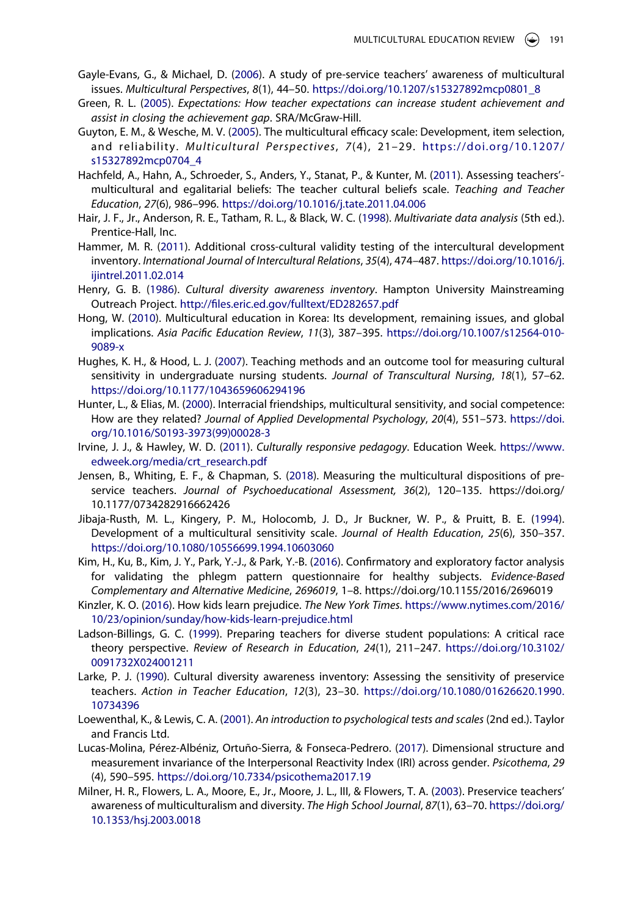Gayle-Evans, G., & Michael, D. (2006). A study of pre-service teachers' awareness of multicultural issues. *Multicultural Perspectives*, *8*(1), 44–50. https://doi.org/10.1207/s15327892mcp0801_8

Green, R. L. (2005). *Expectations: How teacher expectations can increase student achievement and assist in closing the achievement gap*. SRA/McGraw-Hill.

Guyton, E. M., & Wesche, M. V. (2005). The multicultural efficacy scale: Development, item selection, and reliability. *Multicultural Perspectives*, *7*(4), 21–29. https://doi.org/10.1207/s15327892mcp0704_4

Hachfeld, A., Hahn, A., Schroeder, S., Anders, Y., Stanat, P., & Kunter, M. (2011). Assessing teachers'-multicultural and egalitarian beliefs: The teacher cultural beliefs scale. *Teaching and Teacher Education*, *27*(6), 986–996. https://doi.org/10.1016/j.tate.2011.04.006

Hair, J. F., Jr., Anderson, R. E., Tatham, R. L., & Black, W. C. (1998). *Multivariate data analysis* (5th ed.). Prentice-Hall, Inc.

Hammer, M. R. (2011). Additional cross-cultural validity testing of the intercultural development inventory. *International Journal of Intercultural Relations*, *35*(4), 474–487. https://doi.org/10.1016/j.ijintrel.2011.02.014

Henry, G. B. (1986). *Cultural diversity awareness inventory*. Hampton University Mainstreaming Outreach Project. http://files.eric.ed.gov/fulltext/ED282657.pdf

Hong, W. (2010). Multicultural education in Korea: Its development, remaining issues, and global implications. *Asia Pacific Education Review*, *11*(3), 387–395. https://doi.org/10.1007/s12564-010-9089-x

Hughes, K. H., & Hood, L. J. (2007). Teaching methods and an outcome tool for measuring cultural sensitivity in undergraduate nursing students. *Journal of Transcultural Nursing*, *18*(1), 57–62. https://doi.org/10.1177/1043659606294196

Hunter, L., & Elias, M. (2000). Interracial friendships, multicultural sensitivity, and social competence: How are they related? *Journal of Applied Developmental Psychology*, *20*(4), 551–573. https://doi.org/10.1016/S0193-3973(99)00028-3

Irvine, J. J., & Hawley, W. D. (2011). *Culturally responsive pedagogy*. Education Week. https://www.edweek.org/media/crt_research.pdf

Jensen, B., Whiting, E. F., & Chapman, S. (2018). Measuring the multicultural dispositions of pre-service teachers. *Journal of Psychoeducational Assessment, 36*(2), 120–135. https://doi.org/10.1177/0734282916662426

Jibaja-Rusth, M. L., Kingery, P. M., Holocomb, J. D., Jr Buckner, W. P., & Pruitt, B. E. (1994). Development of a multicultural sensitivity scale. *Journal of Health Education*, *25*(6), 350–357. https://doi.org/10.1080/10556699.1994.10603060

Kim, H., Ku, B., Kim, J. Y., Park, Y.-J., & Park, Y.-B. (2016). Confirmatory and exploratory factor analysis for validating the phlegm pattern questionnaire for healthy subjects. *Evidence-Based Complementary and Alternative Medicine*, *2696019*, 1–8. https://doi.org/10.1155/2016/2696019

Kinzler, K. O. (2016). How kids learn prejudice. *The New York Times*. https://www.nytimes.com/2016/10/23/opinion/sunday/how-kids-learn-prejudice.html

Ladson-Billings, G. C. (1999). Preparing teachers for diverse student populations: A critical race theory perspective. *Review of Research in Education*, *24*(1), 211–247. https://doi.org/10.3102/0091732X024001211

Larke, P. J. (1990). Cultural diversity awareness inventory: Assessing the sensitivity of preservice teachers. *Action in Teacher Education*, *12*(3), 23–30. https://doi.org/10.1080/01626620.1990.10734396

Loewenthal, K., & Lewis, C. A. (2001). *An introduction to psychological tests and scales* (2nd ed.). Taylor and Francis Ltd.

Lucas-Molina, Pérez-Albéniz, Ortuño-Sierra, & Fonseca-Pedrero. (2017). Dimensional structure and measurement invariance of the Interpersonal Reactivity Index (IRI) across gender. *Psicothema*, *29* (4), 590–595. https://doi.org/10.7334/psicothema2017.19

Milner, H. R., Flowers, L. A., Moore, E., Jr., Moore, J. L., III, & Flowers, T. A. (2003). Preservice teachers' awareness of multiculturalism and diversity. *The High School Journal*, *87*(1), 63–70. https://doi.org/10.1353/hsj.2003.0018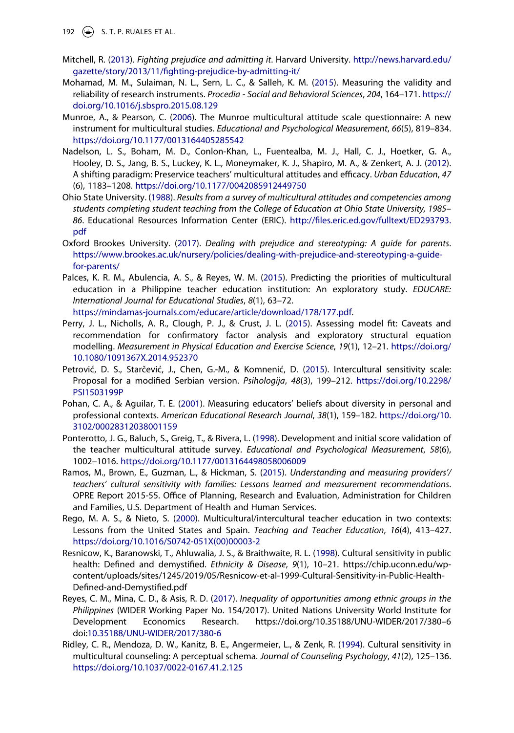Mitchell, R. (2013). *Fighting prejudice and admitting it*. Harvard University. http://news.harvard.edu/gazette/story/2013/11/fighting-prejudice-by-admitting-it/

Mohamad, M. M., Sulaiman, N. L., Sern, L. C., & Salleh, K. M. (2015). Measuring the validity and reliability of research instruments. *Procedia - Social and Behavioral Sciences*, *204*, 164–171. https://doi.org/10.1016/j.sbspro.2015.08.129

Munroe, A., & Pearson, C. (2006). The Munroe multicultural attitude scale questionnaire: A new instrument for multicultural studies. *Educational and Psychological Measurement*, *66*(5), 819–834. https://doi.org/10.1177/0013164405285542

Nadelson, L. S., Boham, M. D., Conlon-Khan, L., Fuentealba, M. J., Hall, C. J., Hoetker, G. A., Hooley, D. S., Jang, B. S., Luckey, K. L., Moneymaker, K. J., Shapiro, M. A., & Zenkert, A. J. (2012). A shifting paradigm: Preservice teachers' multicultural attitudes and efficacy. *Urban Education*, *47* (6), 1183–1208. https://doi.org/10.1177/0042085912449750

Ohio State University. (1988). *Results from a survey of multicultural attitudes and competencies among students completing student teaching from the College of Education at Ohio State University, 1985–86*. Educational Resources Information Center (ERIC). http://files.eric.ed.gov/fulltext/ED293793.pdf

Oxford Brookes University. (2017). *Dealing with prejudice and stereotyping: A guide for parents*. https://www.brookes.ac.uk/nursery/policies/dealing-with-prejudice-and-stereotyping-a-guide-for-parents/

Palces, K. R. M., Abulencia, A. S., & Reyes, W. M. (2015). Predicting the priorities of multicultural education in a Philippine teacher education institution: An exploratory study. *EDUCARE: International Journal for Educational Studies*, *8*(1), 63–72. https://mindamas-journals.com/educare/article/download/178/177.pdf.

Perry, J. L., Nicholls, A. R., Clough, P. J., & Crust, J. L. (2015). Assessing model fit: Caveats and recommendation for confirmatory factor analysis and exploratory structural equation modelling. *Measurement in Physical Education and Exercise Science*, *19*(1), 12–21. https://doi.org/10.1080/1091367X.2014.952370

Petrović, D. S., Starčević, J., Chen, G.-M., & Komnenić, D. (2015). Intercultural sensitivity scale: Proposal for a modified Serbian version. *Psihologija*, *48*(3), 199–212. https://doi.org/10.2298/PSI1503199P

Pohan, C. A., & Aguilar, T. E. (2001). Measuring educators' beliefs about diversity in personal and professional contexts. *American Educational Research Journal*, *38*(1), 159–182. https://doi.org/10.3102/00028312038001159

Ponterotto, J. G., Baluch, S., Greig, T., & Rivera, L. (1998). Development and initial score validation of the teacher multicultural attitude survey. *Educational and Psychological Measurement*, *58*(6), 1002–1016. https://doi.org/10.1177/0013164498058006009

Ramos, M., Brown, E., Guzman, L., & Hickman, S. (2015). *Understanding and measuring providers'/teachers' cultural sensitivity with families: Lessons learned and measurement recommendations*. OPRE Report 2015-55. Office of Planning, Research and Evaluation, Administration for Children and Families, U.S. Department of Health and Human Services.

Rego, M. A. S., & Nieto, S. (2000). Multicultural/intercultural teacher education in two contexts: Lessons from the United States and Spain. *Teaching and Teacher Education*, *16*(4), 413–427. https://doi.org/10.1016/S0742-051X(00)00003-2

Resnicow, K., Baranowski, T., Ahluwalia, J. S., & Braithwaite, R. L. (1998). Cultural sensitivity in public health: Defined and demystified. *Ethnicity & Disease*, *9*(1), 10–21. https://chip.uconn.edu/wp-content/uploads/sites/1245/2019/05/Resnicow-et-al-1999-Cultural-Sensitivity-in-Public-Health-Defined-and-Demystified.pdf

Reyes, C. M., Mina, C. D., & Asis, R. D. (2017). *Inequality of opportunities among ethnic groups in the Philippines* (WIDER Working Paper No. 154/2017). United Nations University World Institute for Development Economics Research. https://doi.org/10.35188/UNU-WIDER/2017/380–6 doi:10.35188/UNU-WIDER/2017/380-6

Ridley, C. R., Mendoza, D. W., Kanitz, B. E., Angermeier, L., & Zenk, R. (1994). Cultural sensitivity in multicultural counseling: A perceptual schema. *Journal of Counseling Psychology*, *41*(2), 125–136. https://doi.org/10.1037/0022-0167.41.2.125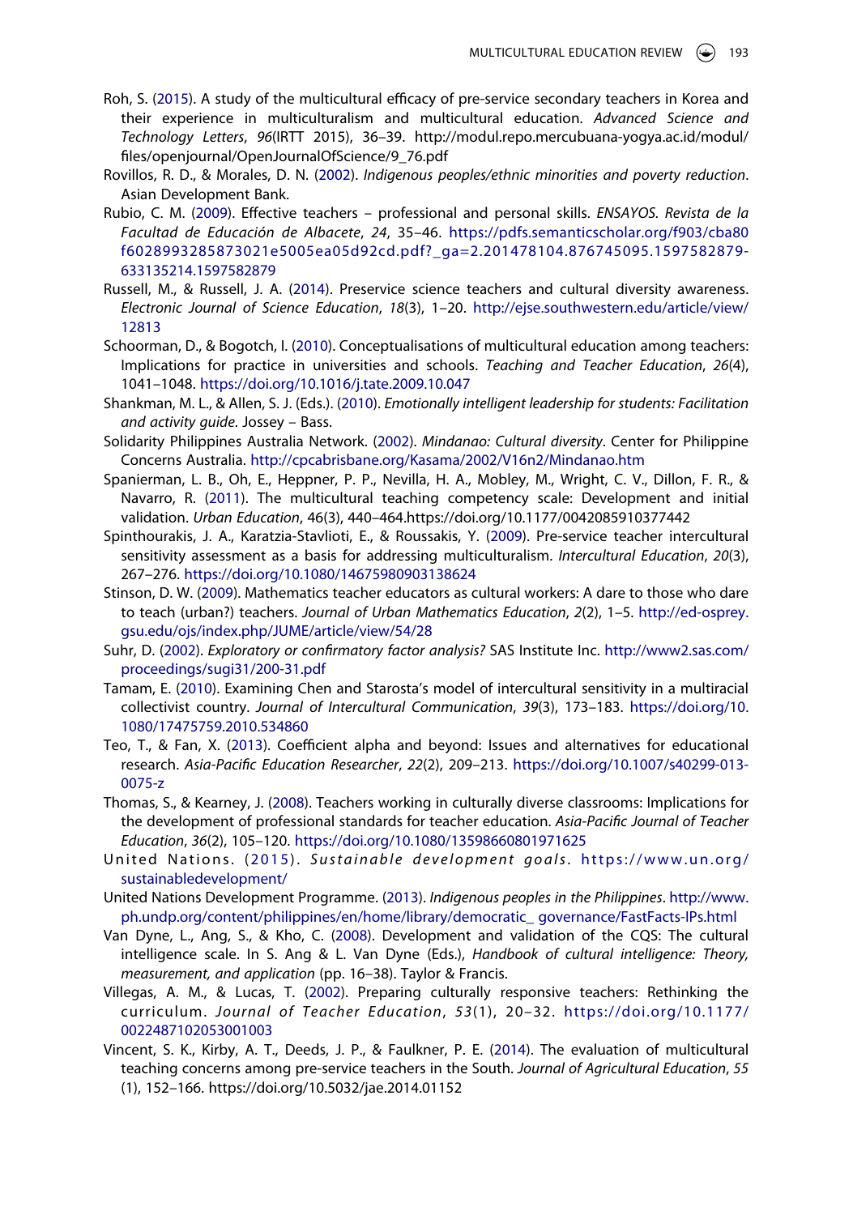Roh, S. (2015). A study of the multicultural efficacy of pre-service secondary teachers in Korea and their experience in multiculturalism and multicultural education. *Advanced Science and Technology Letters*, *96*(IRTT 2015), 36–39. http://modul.repo.mercubuana-yogya.ac.id/modul/files/openjournal/OpenJournalOfScience/9_76.pdf

Rovillos, R. D., & Morales, D. N. (2002). *Indigenous peoples/ethnic minorities and poverty reduction*. Asian Development Bank.

Rubio, C. M. (2009). Effective teachers – professional and personal skills. *ENSAYOS. Revista de la Facultad de Educación de Albacete*, *24*, 35–46. https://pdfs.semanticscholar.org/f903/cba80f6028993285873021e5005ea05d92cd.pdf?_ga=2.201478104.876745095.1597582879-633135214.1597582879

Russell, M., & Russell, J. A. (2014). Preservice science teachers and cultural diversity awareness. *Electronic Journal of Science Education*, *18*(3), 1–20. http://ejse.southwestern.edu/article/view/12813

Schoorman, D., & Bogotch, I. (2010). Conceptualisations of multicultural education among teachers: Implications for practice in universities and schools. *Teaching and Teacher Education*, *26*(4), 1041–1048. https://doi.org/10.1016/j.tate.2009.10.047

Shankman, M. L., & Allen, S. J. (Eds.). (2010). *Emotionally intelligent leadership for students: Facilitation and activity guide*. Jossey – Bass.

Solidarity Philippines Australia Network. (2002). *Mindanao: Cultural diversity*. Center for Philippine Concerns Australia. http://cpcabrisbane.org/Kasama/2002/V16n2/Mindanao.htm

Spanierman, L. B., Oh, E., Heppner, P. P., Nevilla, H. A., Mobley, M., Wright, C. V., Dillon, F. R., & Navarro, R. (2011). The multicultural teaching competency scale: Development and initial validation. *Urban Education*, 46(3), 440–464.https://doi.org/10.1177/0042085910377442

Spinthourakis, J. A., Karatzia-Stavlioti, E., & Roussakis, Y. (2009). Pre-service teacher intercultural sensitivity assessment as a basis for addressing multiculturalism. *Intercultural Education*, *20*(3), 267–276. https://doi.org/10.1080/14675980903138624

Stinson, D. W. (2009). Mathematics teacher educators as cultural workers: A dare to those who dare to teach (urban?) teachers. *Journal of Urban Mathematics Education*, *2*(2), 1–5. http://ed-osprey.gsu.edu/ojs/index.php/JUME/article/view/54/28

Suhr, D. (2002). *Exploratory or confirmatory factor analysis?* SAS Institute Inc. http://www2.sas.com/proceedings/sugi31/200-31.pdf

Tamam, E. (2010). Examining Chen and Starosta's model of intercultural sensitivity in a multiracial collectivist country. *Journal of Intercultural Communication*, *39*(3), 173–183. https://doi.org/10.1080/17475759.2010.534860

Teo, T., & Fan, X. (2013). Coefficient alpha and beyond: Issues and alternatives for educational research. *Asia-Pacific Education Researcher*, *22*(2), 209–213. https://doi.org/10.1007/s40299-013-0075-z

Thomas, S., & Kearney, J. (2008). Teachers working in culturally diverse classrooms: Implications for the development of professional standards for teacher education. *Asia-Pacific Journal of Teacher Education*, *36*(2), 105–120. https://doi.org/10.1080/13598660801971625

United Nations. (2015). *Sustainable development goals*. https://www.un.org/sustainabledevelopment/

United Nations Development Programme. (2013). *Indigenous peoples in the Philippines*. http://www.ph.undp.org/content/philippines/en/home/library/democratic_ governance/FastFacts-IPs.html

Van Dyne, L., Ang, S., & Kho, C. (2008). Development and validation of the CQS: The cultural intelligence scale. In S. Ang & L. Van Dyne (Eds.), *Handbook of cultural intelligence: Theory, measurement, and application* (pp. 16–38). Taylor & Francis.

Villegas, A. M., & Lucas, T. (2002). Preparing culturally responsive teachers: Rethinking the curriculum. *Journal of Teacher Education*, *53*(1), 20–32. https://doi.org/10.1177/0022487102053001003

Vincent, S. K., Kirby, A. T., Deeds, J. P., & Faulkner, P. E. (2014). The evaluation of multicultural teaching concerns among pre-service teachers in the South. *Journal of Agricultural Education*, *55*(1), 152–166. https://doi.org/10.5032/jae.2014.01152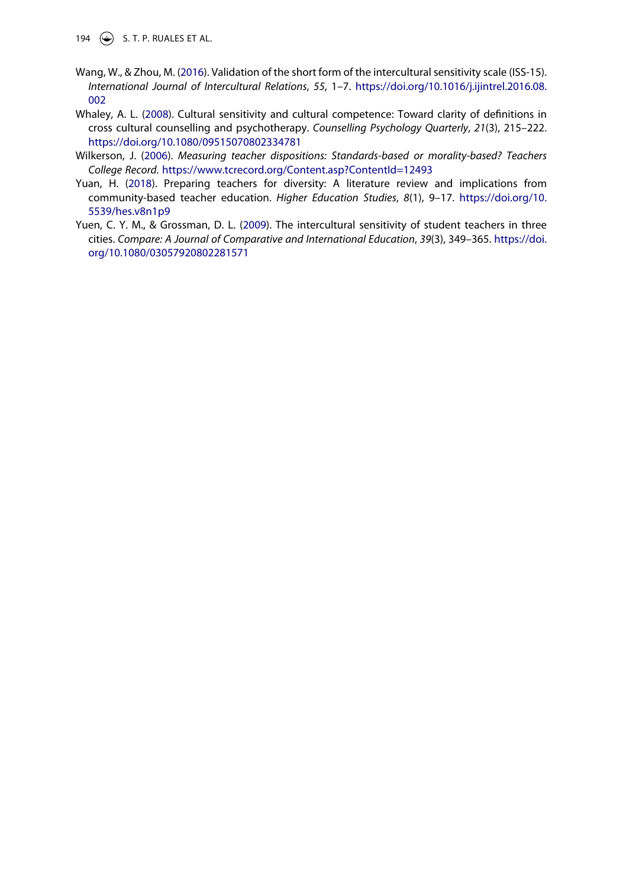Wang, W., & Zhou, M. (2016). Validation of the short form of the intercultural sensitivity scale (ISS-15). *International Journal of Intercultural Relations*, *55*, 1–7. https://doi.org/10.1016/j.ijintrel.2016.08.002

Whaley, A. L. (2008). Cultural sensitivity and cultural competence: Toward clarity of definitions in cross cultural counselling and psychotherapy. *Counselling Psychology Quarterly*, *21*(3), 215–222. https://doi.org/10.1080/09515070802334781

Wilkerson, J. (2006). *Measuring teacher dispositions: Standards-based or morality-based? Teachers College Record.* https://www.tcrecord.org/Content.asp?ContentId=12493

Yuan, H. (2018). Preparing teachers for diversity: A literature review and implications from community-based teacher education. *Higher Education Studies*, *8*(1), 9–17. https://doi.org/10.5539/hes.v8n1p9

Yuen, C. Y. M., & Grossman, D. L. (2009). The intercultural sensitivity of student teachers in three cities. *Compare: A Journal of Comparative and International Education*, *39*(3), 349–365. https://doi.org/10.1080/03057920802281571